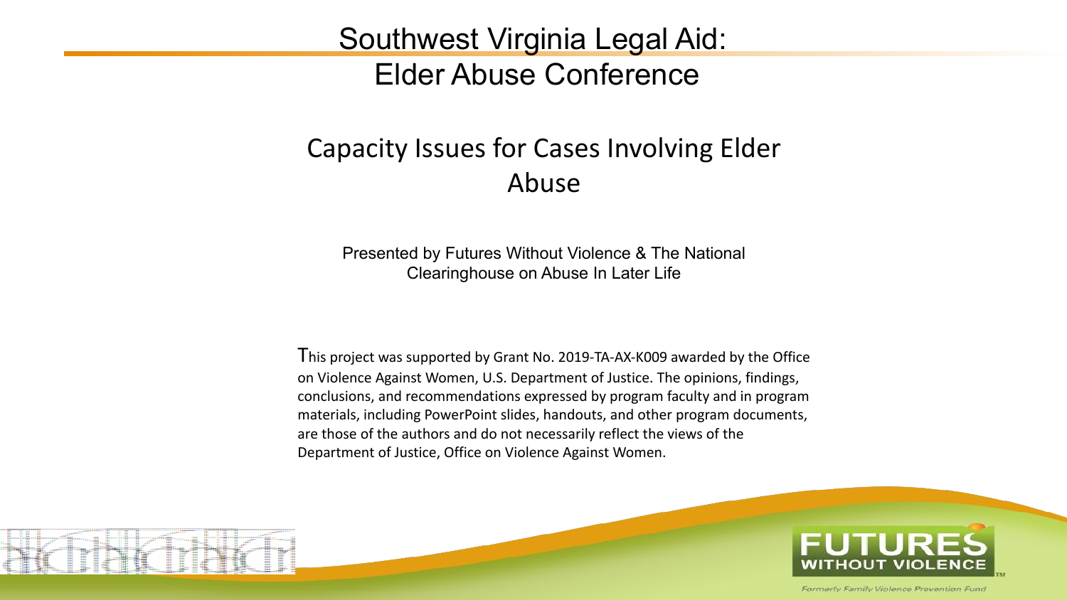# Southwest Virginia Legal Aid: Elder Abuse Conference

## Capacity Issues for Cases Involving Elder Abuse

Presented by Futures Without Violence & The National Clearinghouse on Abuse In Later Life

This project was supported by Grant No. 2019-TA-AX-K009 awarded by the Office on Violence Against Women, U.S. Department of Justice. The opinions, findings, conclusions, and recommendations expressed by program faculty and in program materials, including PowerPoint slides, handouts, and other program documents, are those of the authors and do not necessarily reflect the views of the Department of Justice, Office on Violence Against Women.

FUTURES WITHOUT VIOLENCE

*Formerly Family Violence Prevention Fund*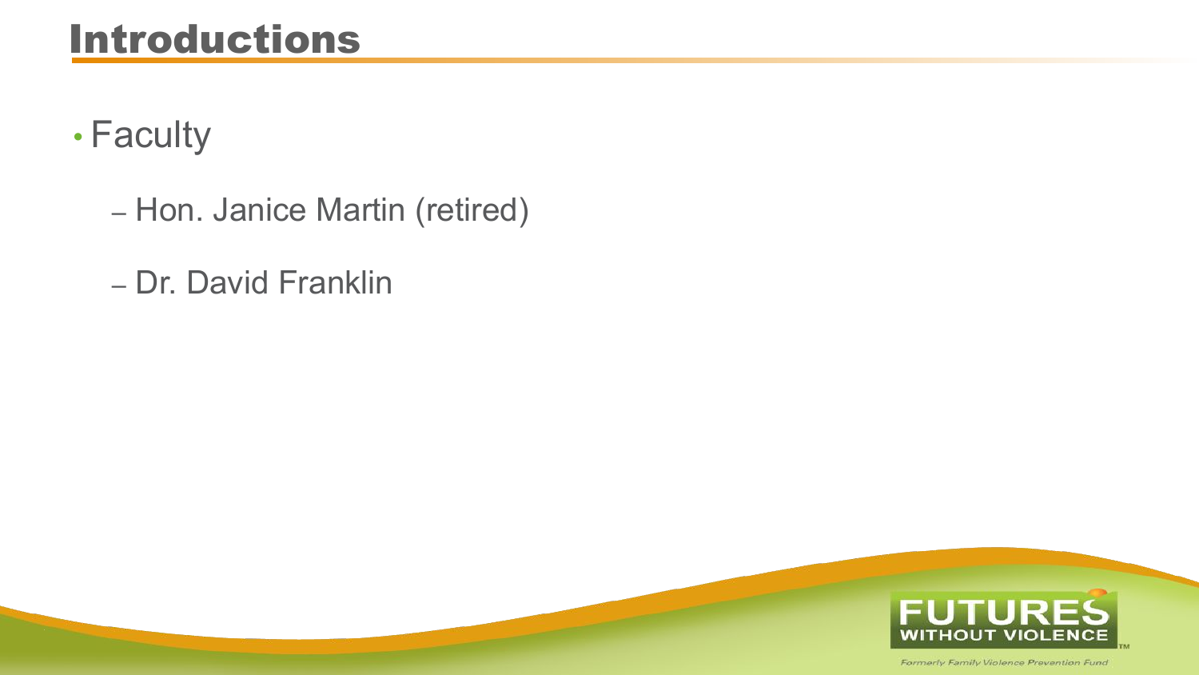# Introductions

- Faculty
  - Hon. Janice Martin (retired)
  - Dr. David Franklin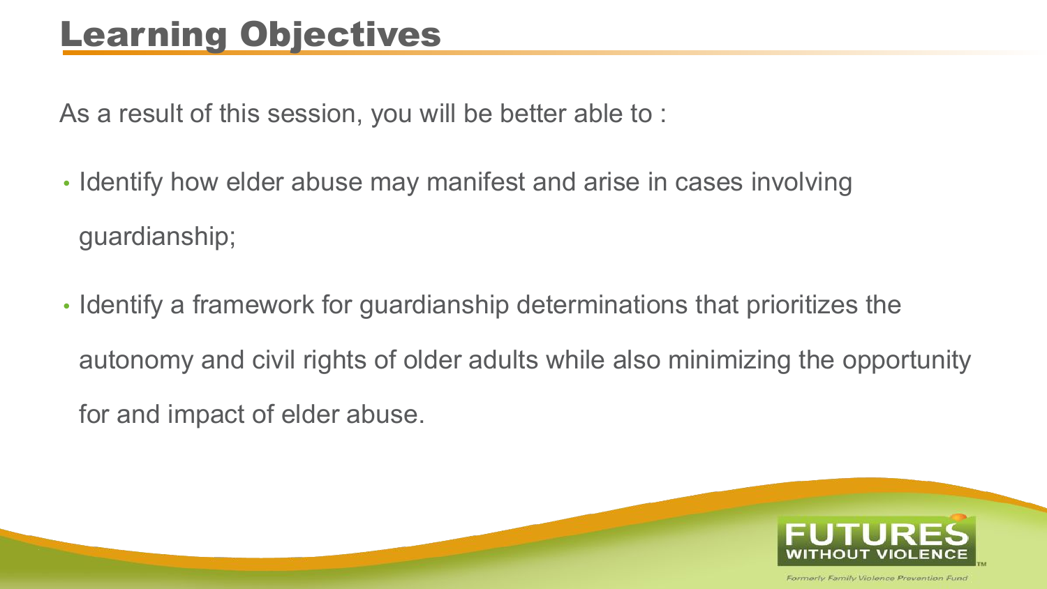# Learning Objectives

As a result of this session, you will be better able to :

- Identify how elder abuse may manifest and arise in cases involving guardianship;
- Identify a framework for guardianship determinations that prioritizes the autonomy and civil rights of older adults while also minimizing the opportunity for and impact of elder abuse.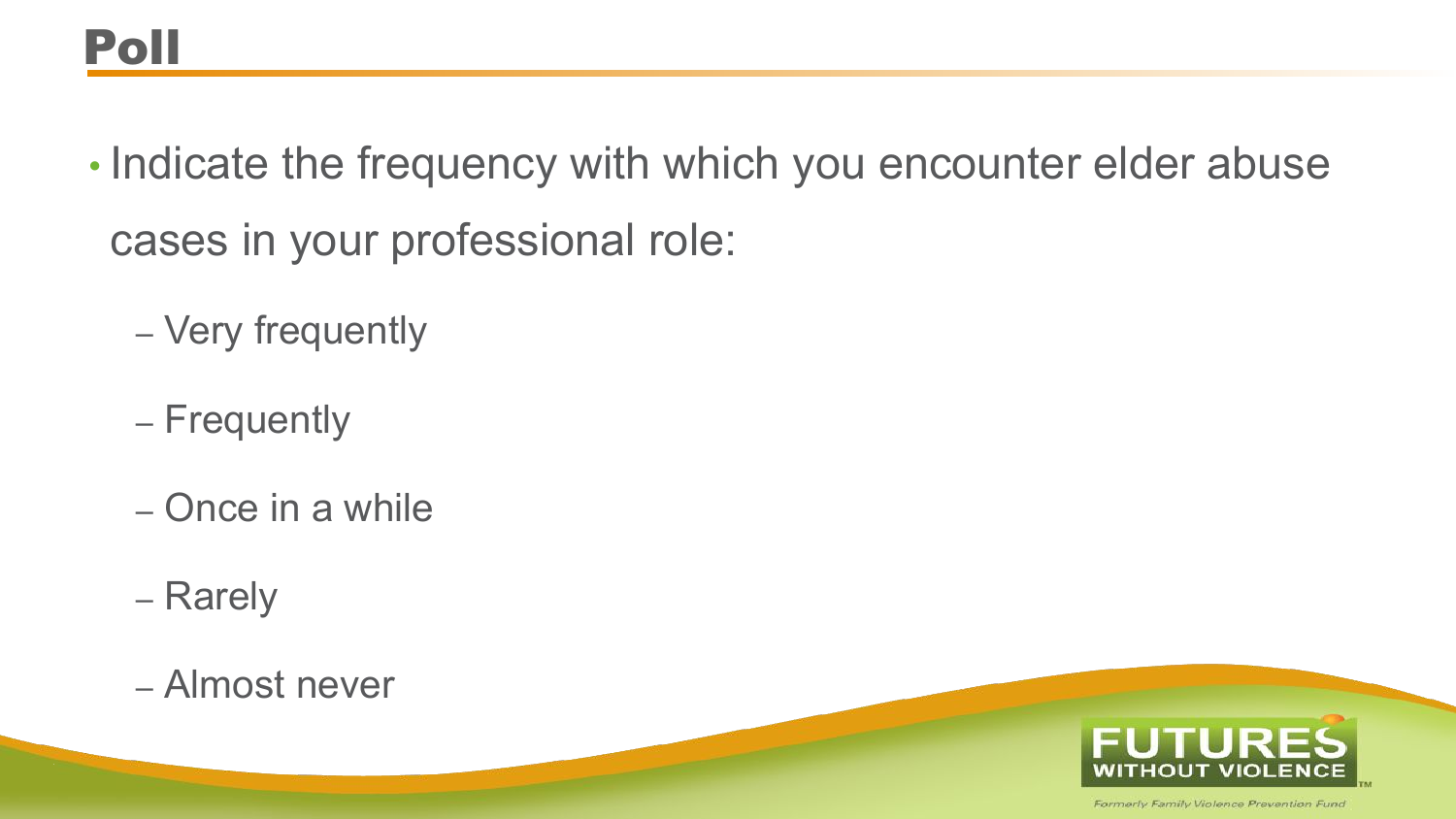# Poll

- Indicate the frequency with which you encounter elder abuse cases in your professional role:
  - Very frequently
  - Frequently
  - Once in a while
  - Rarely
  - Almost never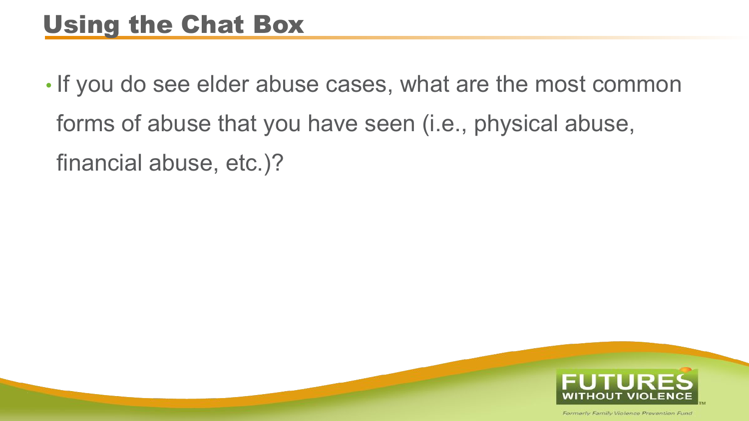# Using the Chat Box

- If you do see elder abuse cases, what are the most common forms of abuse that you have seen (i.e., physical abuse, financial abuse, etc.)?

FUTURES WITHOUT VIOLENCE

Formerly Family Violence Prevention Fund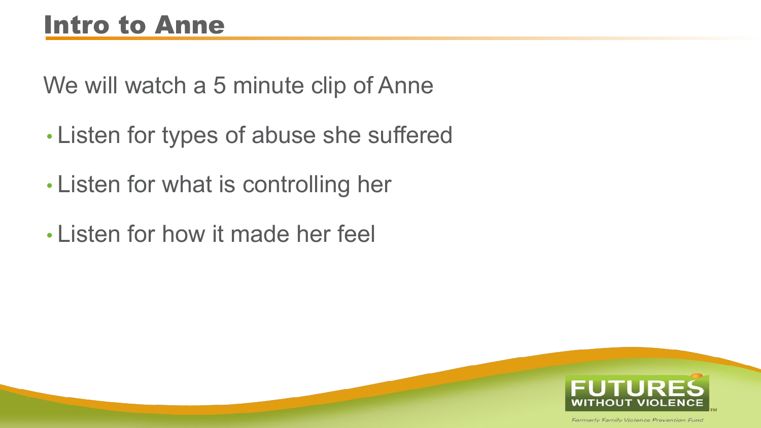# Intro to Anne

We will watch a 5 minute clip of Anne

- Listen for types of abuse she suffered
- Listen for what is controlling her
- Listen for how it made her feel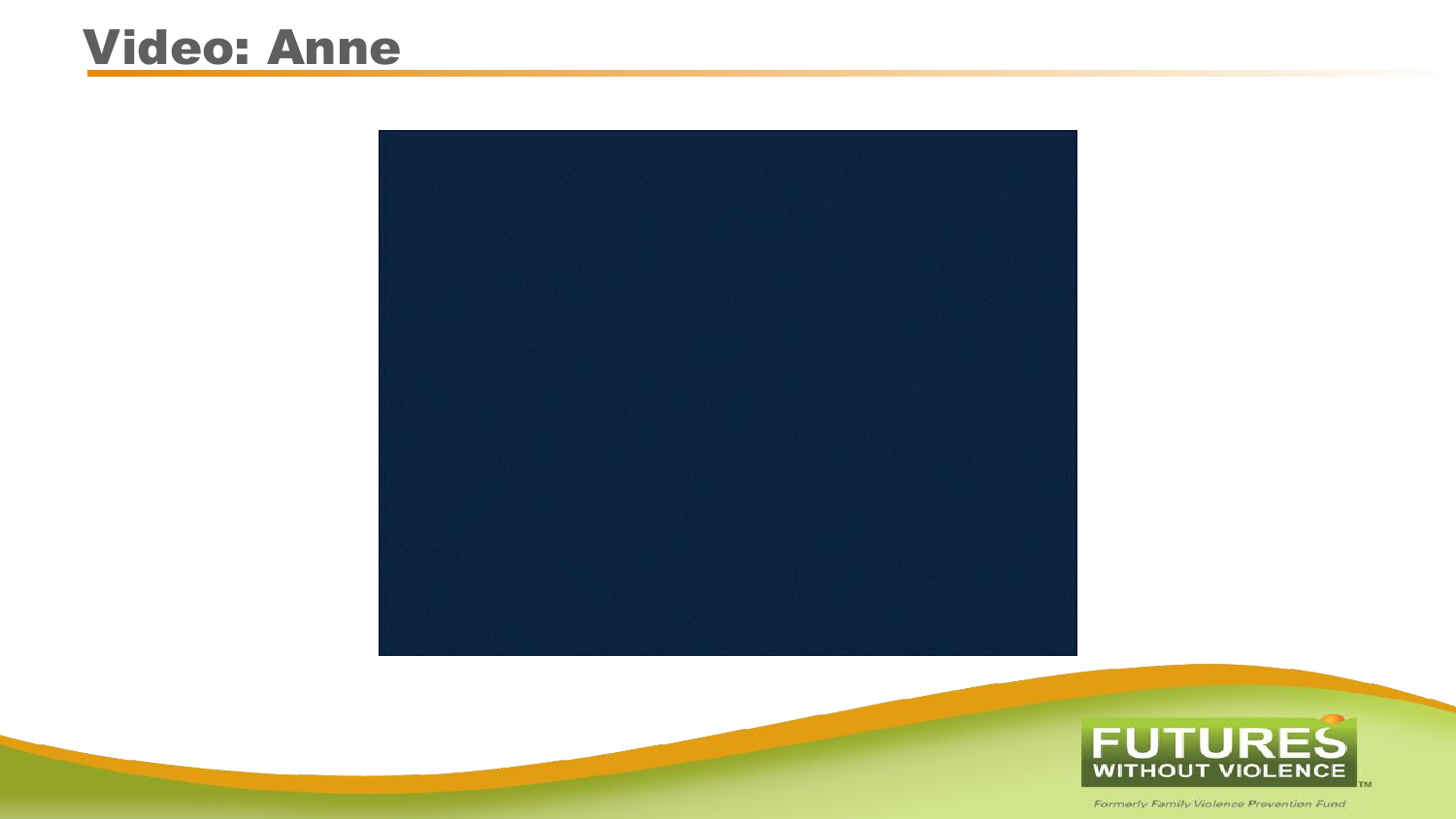# Video: Anne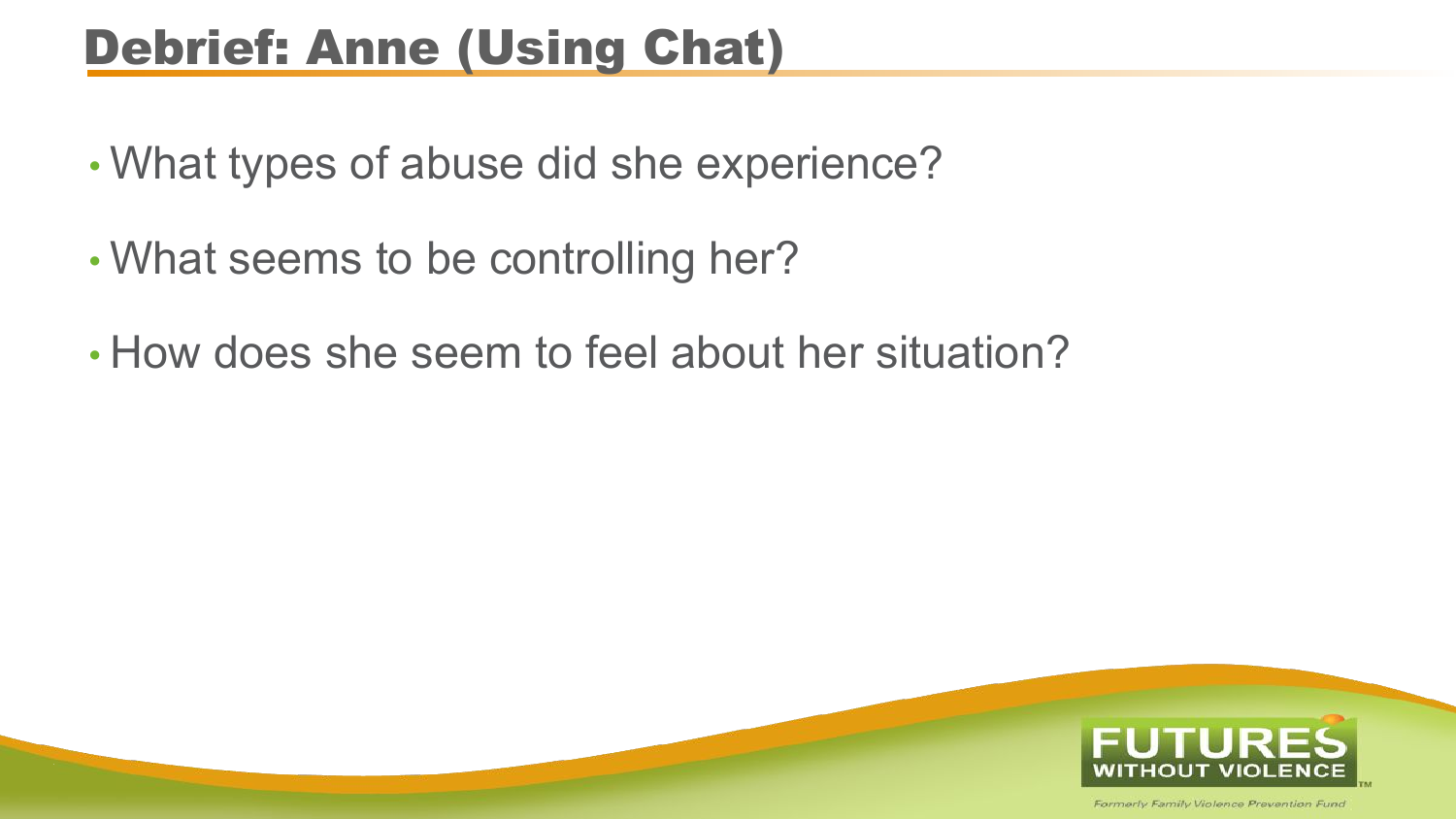# Debrief: Anne (Using Chat)

- What types of abuse did she experience?
- What seems to be controlling her?
- How does she seem to feel about her situation?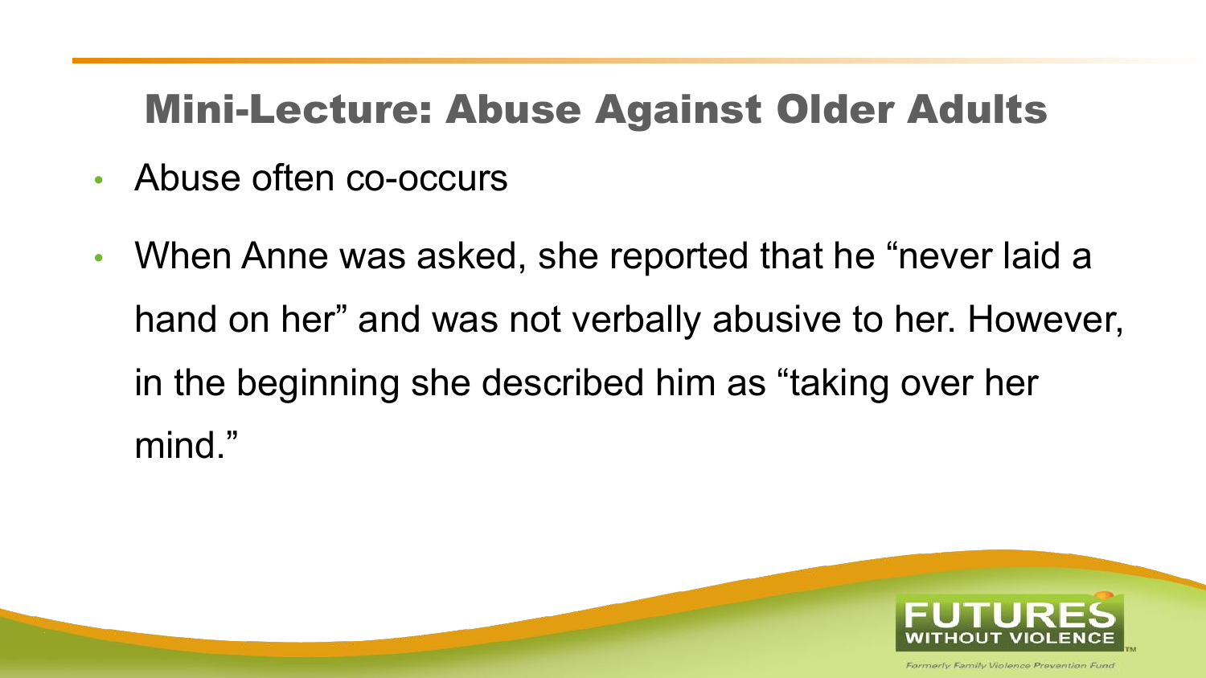# Mini-Lecture: Abuse Against Older Adults

- Abuse often co-occurs
- When Anne was asked, she reported that he "never laid a hand on her" and was not verbally abusive to her. However, in the beginning she described him as "taking over her mind."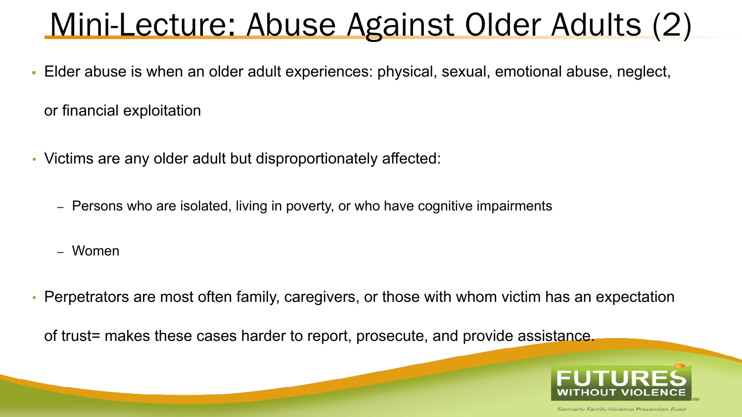# Mini-Lecture: Abuse Against Older Adults (2)

- Elder abuse is when an older adult experiences: physical, sexual, emotional abuse, neglect, or financial exploitation
- Victims are any older adult but disproportionately affected:
  - Persons who are isolated, living in poverty, or who have cognitive impairments
  - Women
- Perpetrators are most often family, caregivers, or those with whom victim has an expectation of trust= makes these cases harder to report, prosecute, and provide assistance.

FUTURES WITHOUT VIOLENCE

Formerly Family Violence Prevention Fund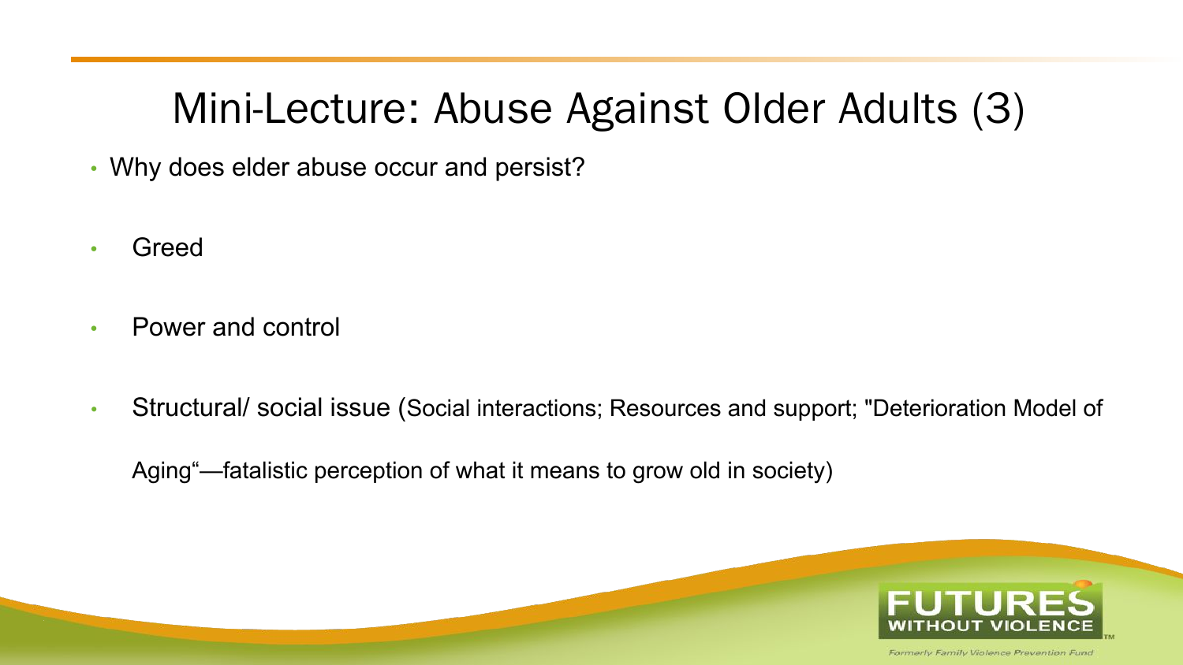# Mini-Lecture: Abuse Against Older Adults (3)

- Why does elder abuse occur and persist?
- Greed
- Power and control
- Structural/ social issue (Social interactions; Resources and support; "Deterioration Model of Aging"—fatalistic perception of what it means to grow old in society)

FUTURES WITHOUT VIOLENCE™

Formerly Family Violence Prevention Fund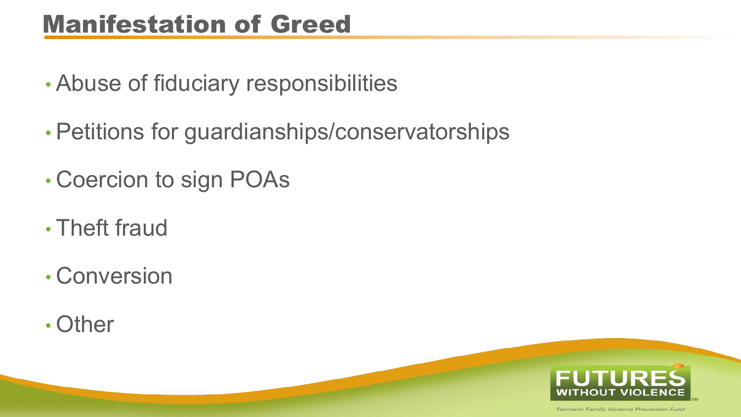# Manifestation of Greed

- Abuse of fiduciary responsibilities
- Petitions for guardianships/conservatorships
- Coercion to sign POAs
- Theft fraud
- Conversion
- Other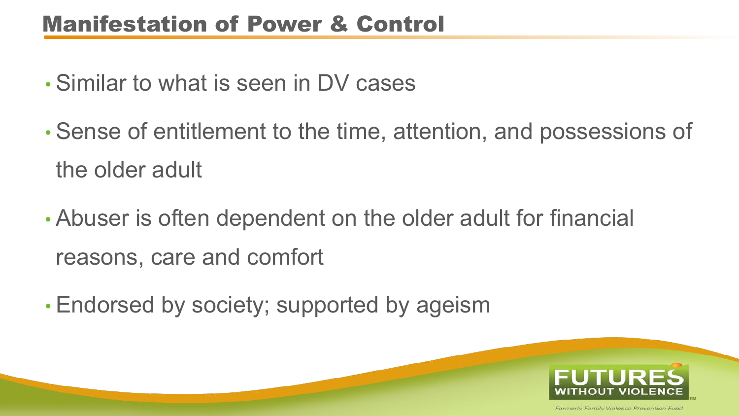## Manifestation of Power & Control

- Similar to what is seen in DV cases
- Sense of entitlement to the time, attention, and possessions of the older adult
- Abuser is often dependent on the older adult for financial reasons, care and comfort
- Endorsed by society; supported by ageism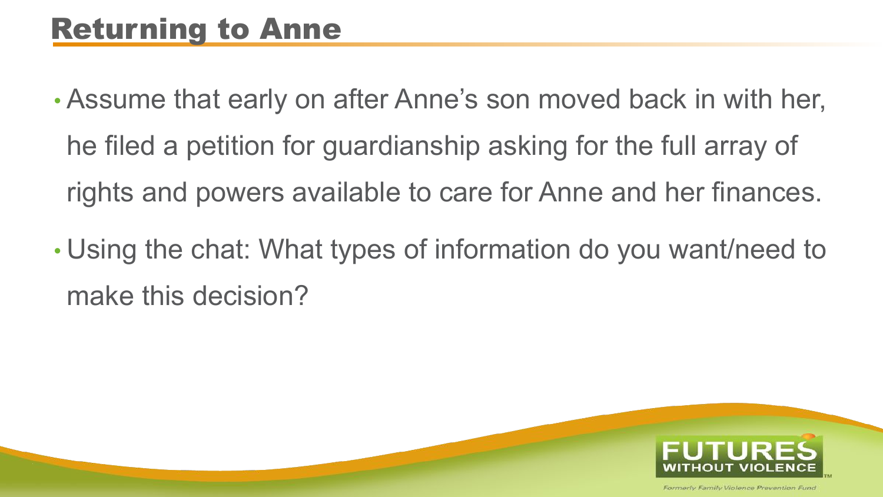# Returning to Anne

- Assume that early on after Anne's son moved back in with her, he filed a petition for guardianship asking for the full array of rights and powers available to care for Anne and her finances.
- Using the chat: What types of information do you want/need to make this decision?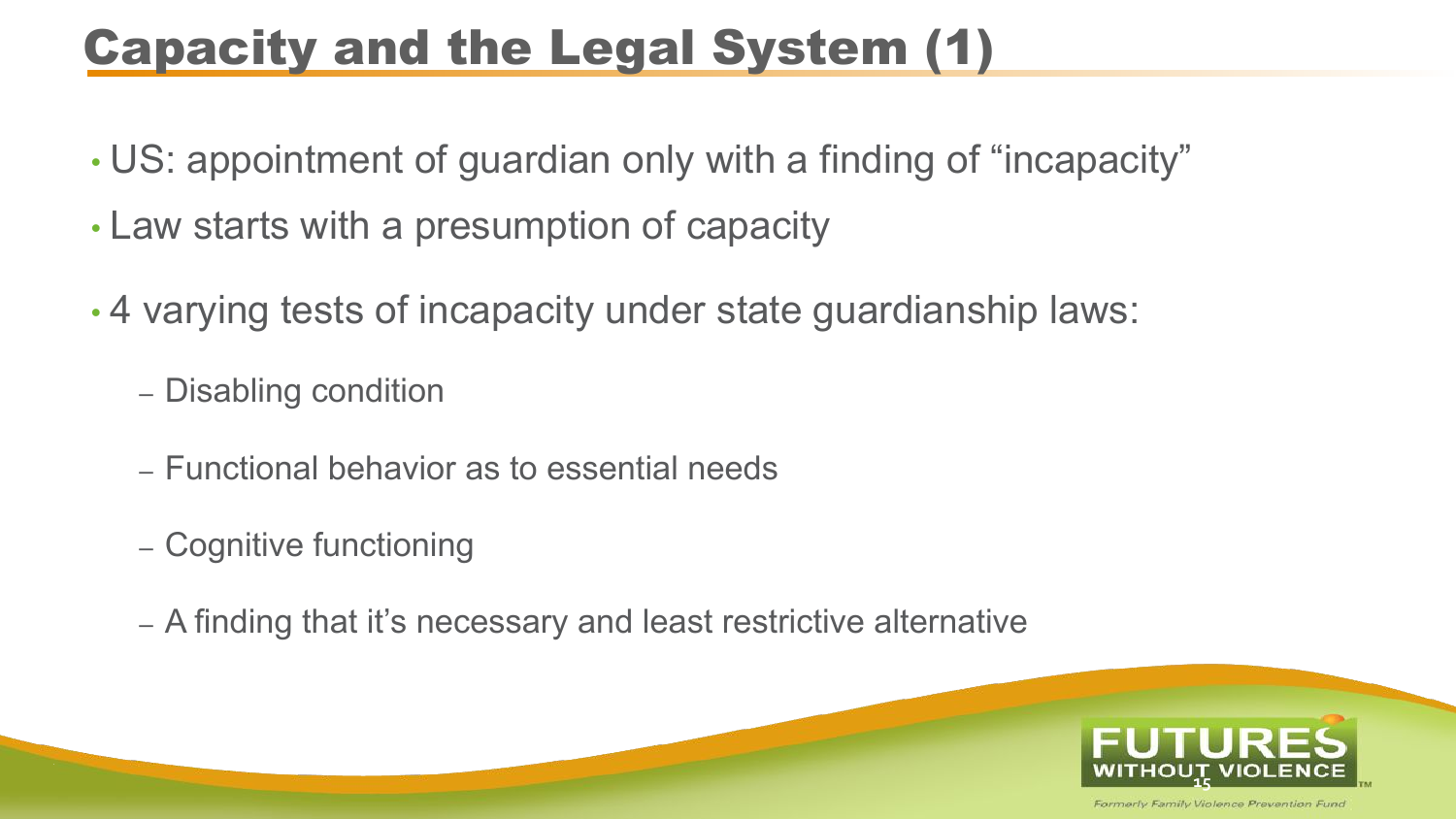# Capacity and the Legal System (1)

- US: appointment of guardian only with a finding of "incapacity"
- Law starts with a presumption of capacity
- 4 varying tests of incapacity under state guardianship laws:
  - Disabling condition
  - Functional behavior as to essential needs
  - Cognitive functioning
  - A finding that it's necessary and least restrictive alternative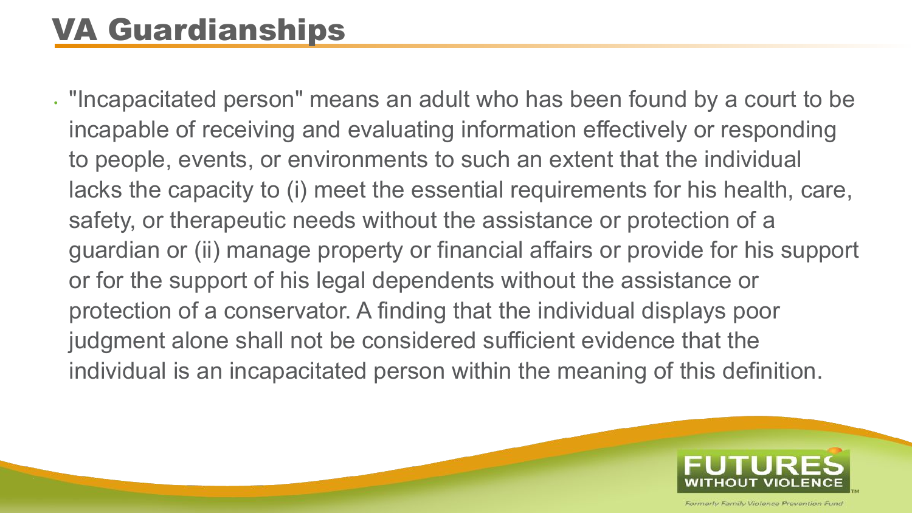# VA Guardianships

- "Incapacitated person" means an adult who has been found by a court to be incapable of receiving and evaluating information effectively or responding to people, events, or environments to such an extent that the individual lacks the capacity to (i) meet the essential requirements for his health, care, safety, or therapeutic needs without the assistance or protection of a guardian or (ii) manage property or financial affairs or provide for his support or for the support of his legal dependents without the assistance or protection of a conservator. A finding that the individual displays poor judgment alone shall not be considered sufficient evidence that the individual is an incapacitated person within the meaning of this definition.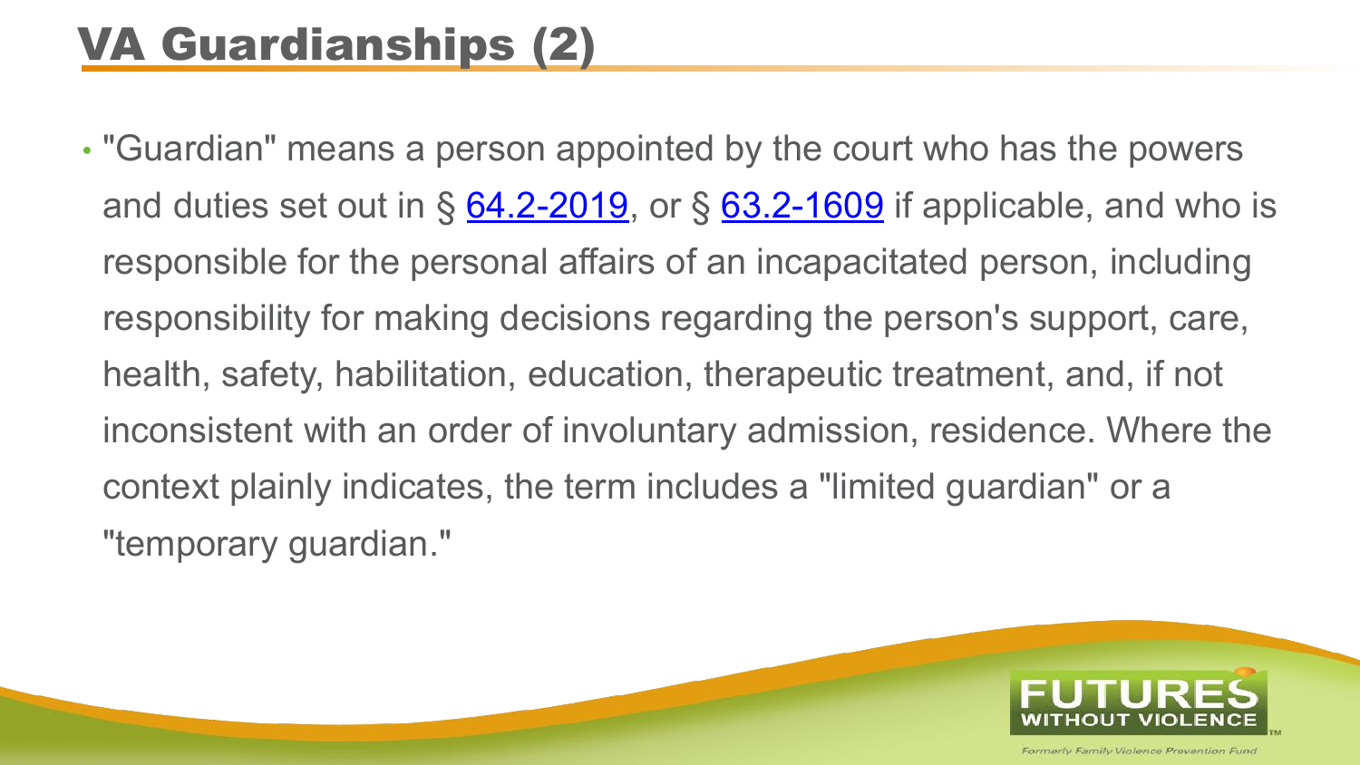# VA Guardianships (2)

- "Guardian" means a person appointed by the court who has the powers and duties set out in § 64.2-2019, or § 63.2-1609 if applicable, and who is responsible for the personal affairs of an incapacitated person, including responsibility for making decisions regarding the person's support, care, health, safety, habilitation, education, therapeutic treatment, and, if not inconsistent with an order of involuntary admission, residence. Where the context plainly indicates, the term includes a "limited guardian" or a "temporary guardian."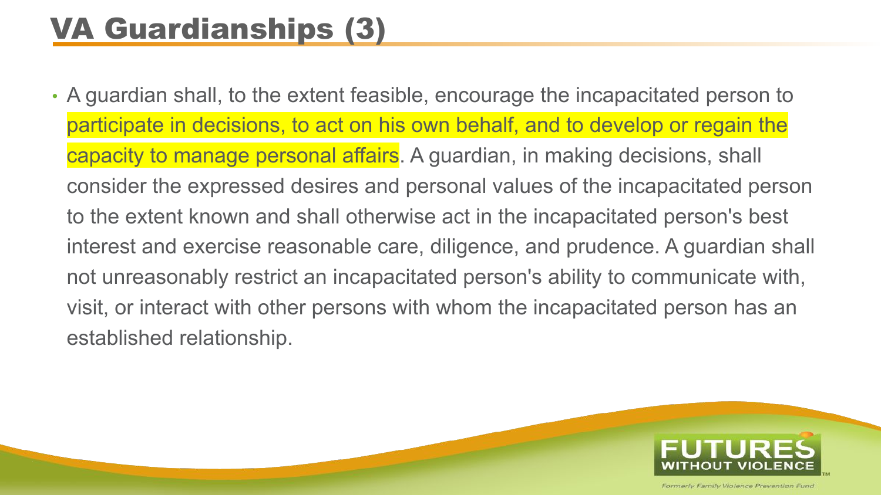# VA Guardianships (3)

- A guardian shall, to the extent feasible, encourage the incapacitated person to participate in decisions, to act on his own behalf, and to develop or regain the capacity to manage personal affairs. A guardian, in making decisions, shall consider the expressed desires and personal values of the incapacitated person to the extent known and shall otherwise act in the incapacitated person's best interest and exercise reasonable care, diligence, and prudence. A guardian shall not unreasonably restrict an incapacitated person's ability to communicate with, visit, or interact with other persons with whom the incapacitated person has an established relationship.

FUTURES WITHOUT VIOLENCE

Formerly Family Violence Prevention Fund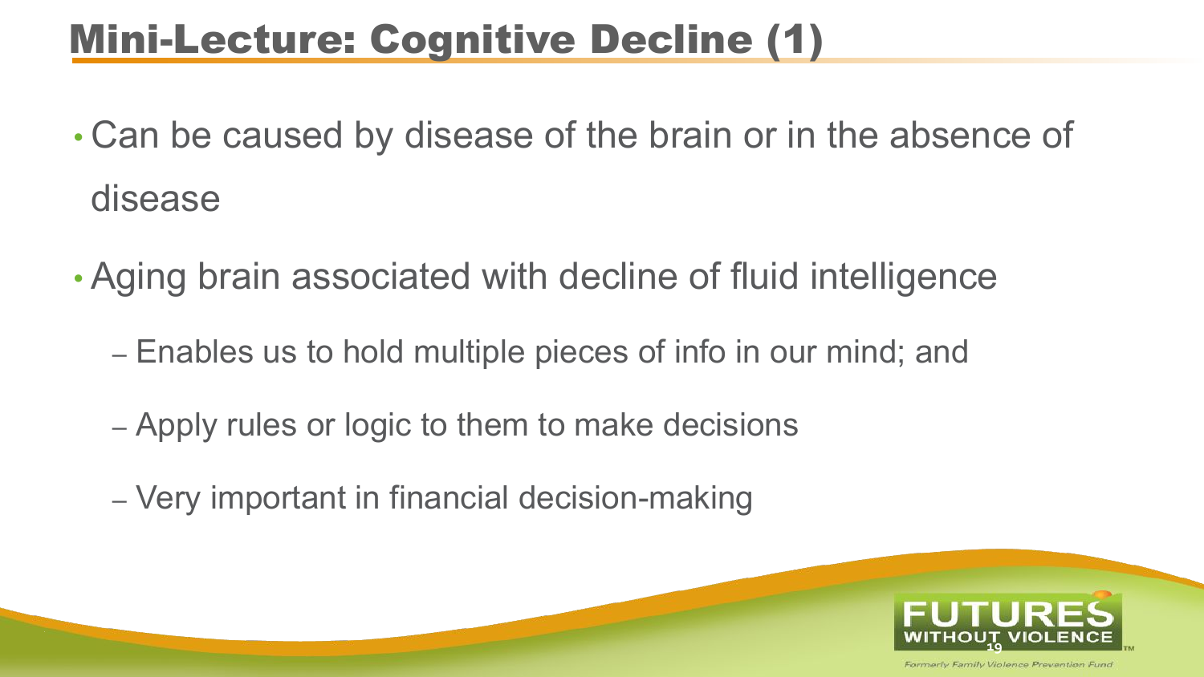# Mini-Lecture: Cognitive Decline (1)

- Can be caused by disease of the brain or in the absence of disease
- Aging brain associated with decline of fluid intelligence
  - Enables us to hold multiple pieces of info in our mind; and
  - Apply rules or logic to them to make decisions
  - Very important in financial decision-making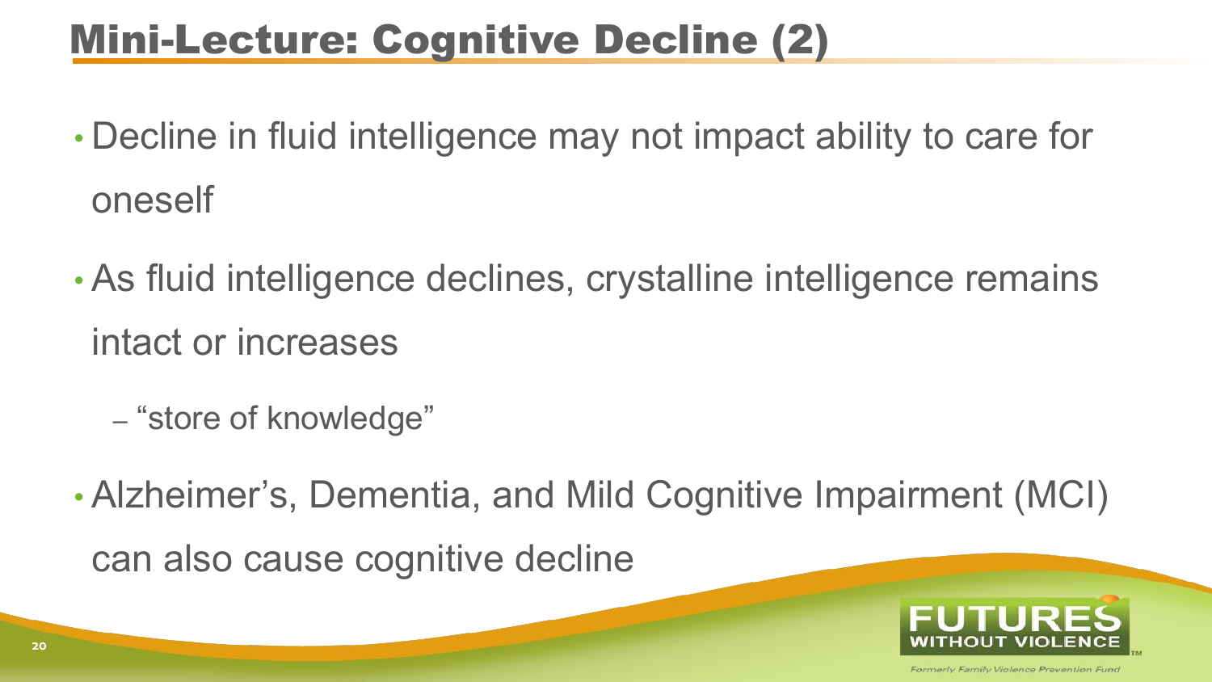# Mini-Lecture: Cognitive Decline (2)

- Decline in fluid intelligence may not impact ability to care for oneself
- As fluid intelligence declines, crystalline intelligence remains intact or increases
  - "store of knowledge"
- Alzheimer's, Dementia, and Mild Cognitive Impairment (MCI) can also cause cognitive decline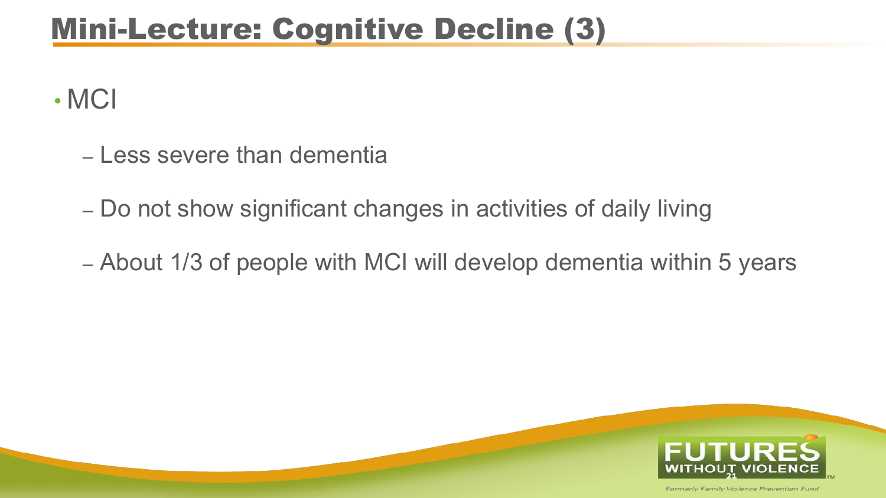# Mini-Lecture: Cognitive Decline (3)

- MCI
  - Less severe than dementia
  - Do not show significant changes in activities of daily living
  - About 1/3 of people with MCI will develop dementia within 5 years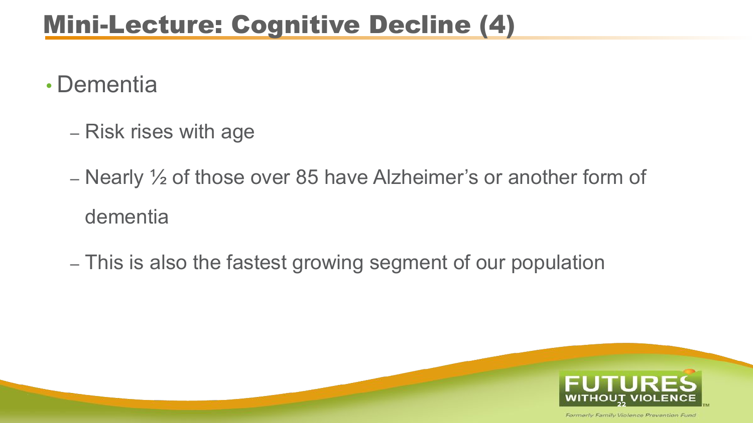# Mini-Lecture: Cognitive Decline (4)

- Dementia
  - Risk rises with age
  - Nearly ½ of those over 85 have Alzheimer's or another form of dementia
  - This is also the fastest growing segment of our population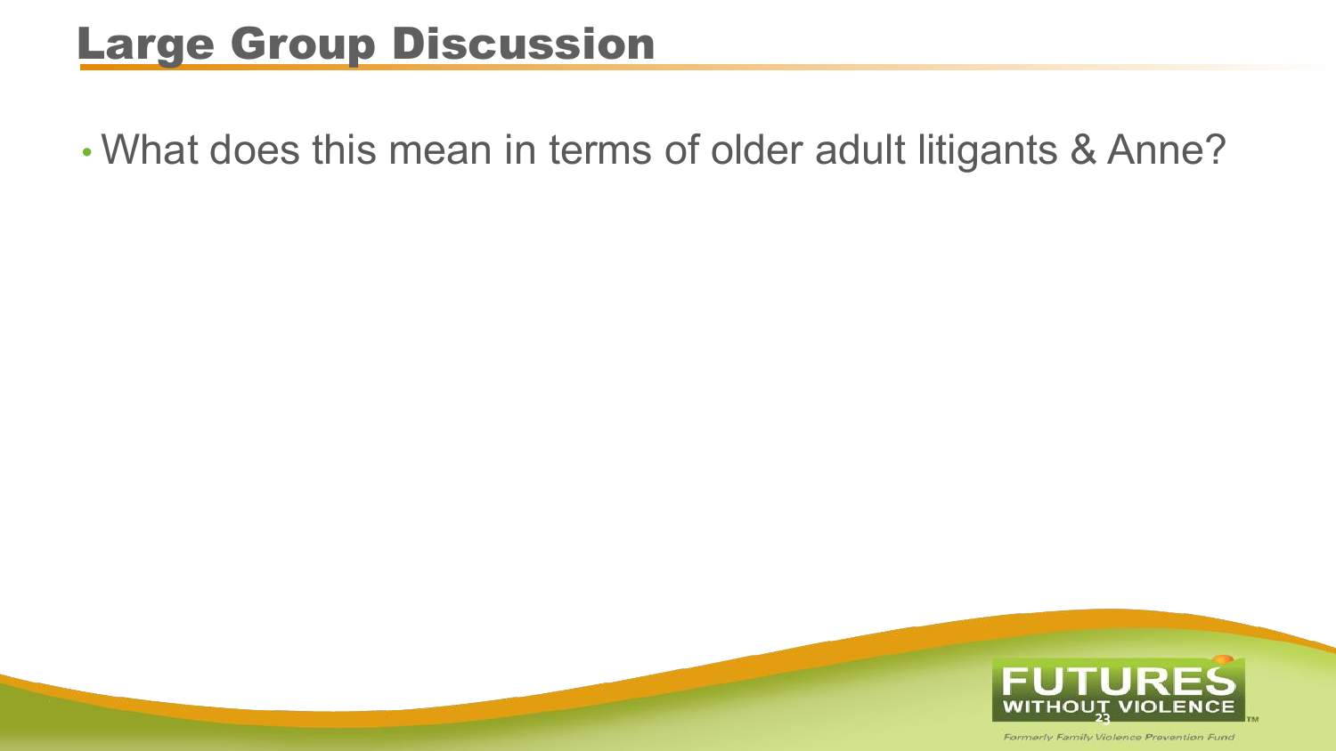# Large Group Discussion

- What does this mean in terms of older adult litigants & Anne?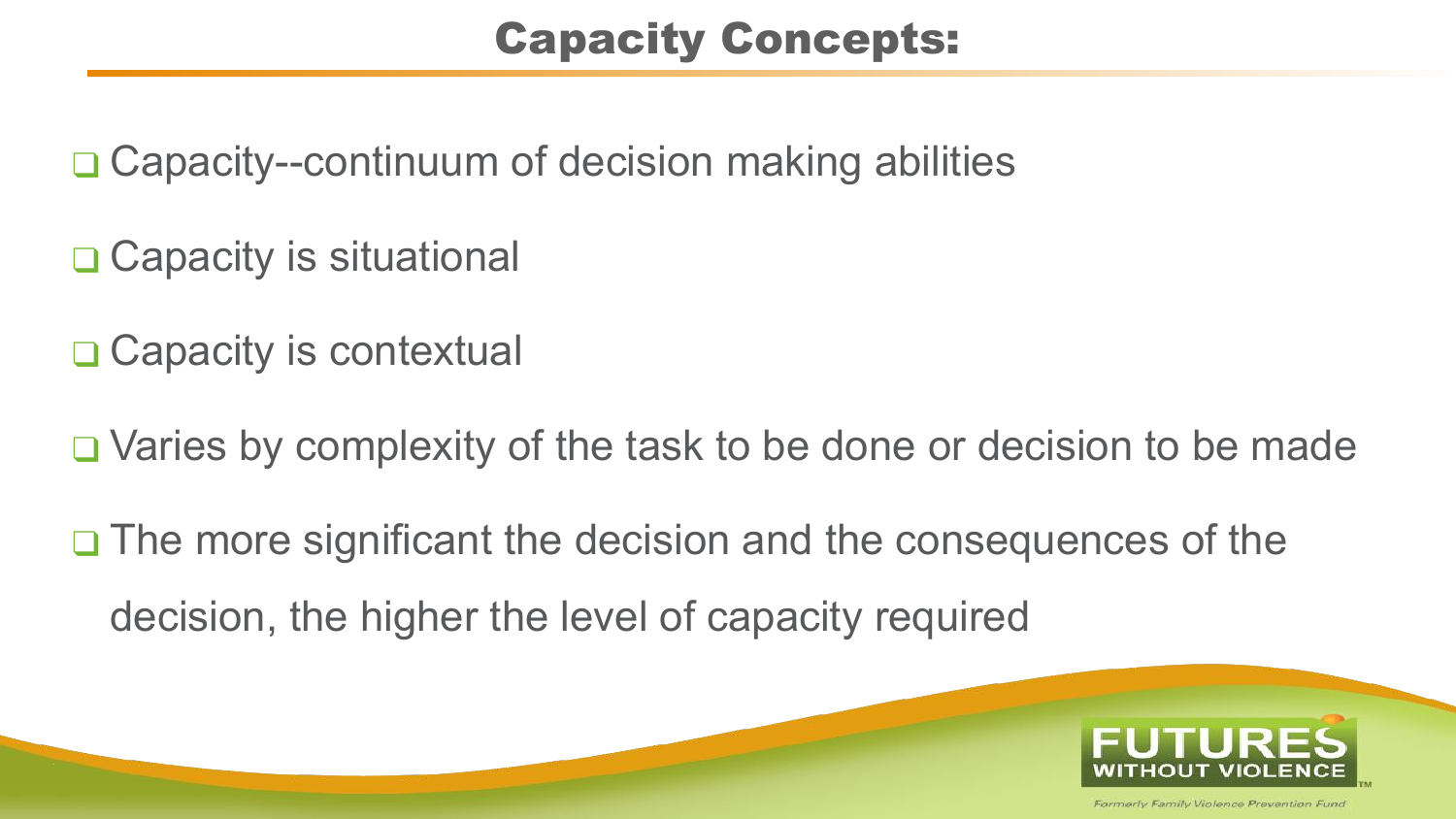# Capacity Concepts:

- Capacity--continuum of decision making abilities
- Capacity is situational
- Capacity is contextual
- Varies by complexity of the task to be done or decision to be made
- The more significant the decision and the consequences of the decision, the higher the level of capacity required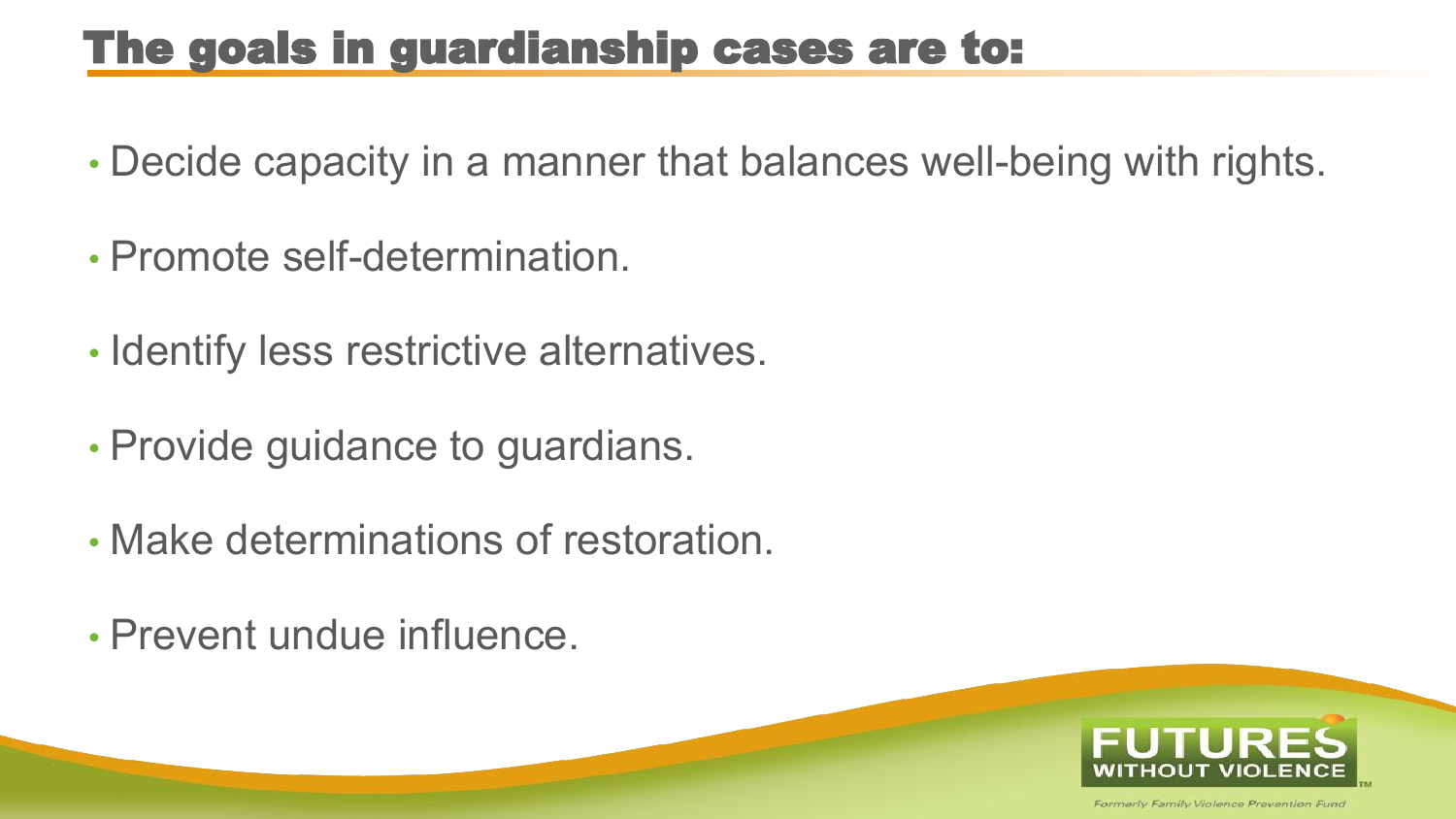## The goals in guardianship cases are to:

- Decide capacity in a manner that balances well-being with rights.
- Promote self-determination.
- Identify less restrictive alternatives.
- Provide guidance to guardians.
- Make determinations of restoration.
- Prevent undue influence.

FUTURES WITHOUT VIOLENCE

Formerly Family Violence Prevention Fund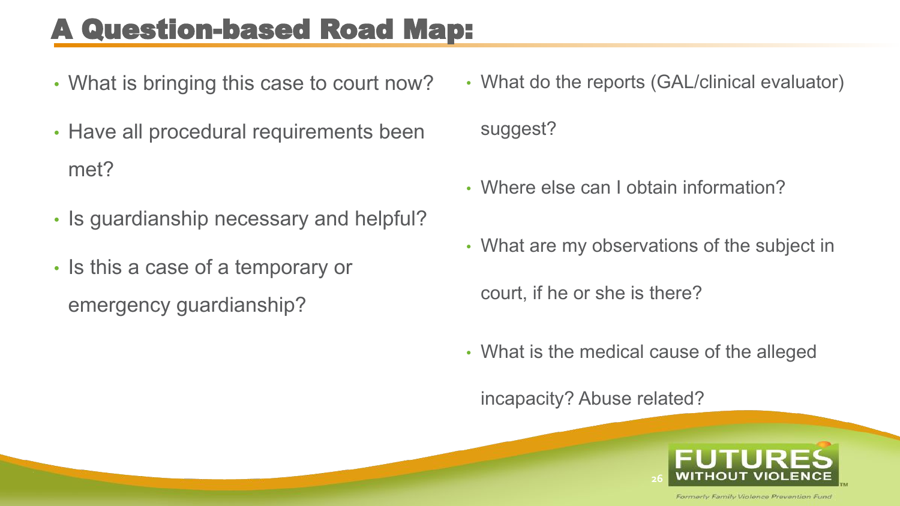# A Question-based Road Map:

- What is bringing this case to court now?
- Have all procedural requirements been met?
- Is guardianship necessary and helpful?
- Is this a case of a temporary or emergency guardianship?
- What do the reports (GAL/clinical evaluator) suggest?
- Where else can I obtain information?
- What are my observations of the subject in court, if he or she is there?
- What is the medical cause of the alleged incapacity? Abuse related?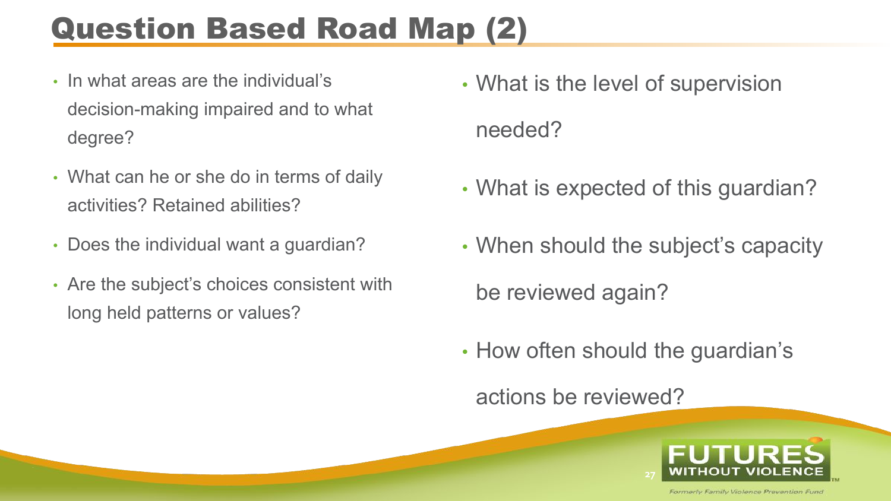# Question Based Road Map (2)

- In what areas are the individual's decision-making impaired and to what degree?
- What can he or she do in terms of daily activities? Retained abilities?
- Does the individual want a guardian?
- Are the subject's choices consistent with long held patterns or values?
- What is the level of supervision needed?
- What is expected of this guardian?
- When should the subject's capacity be reviewed again?
- How often should the guardian's actions be reviewed?

FUTURES WITHOUT VIOLENCE

Formerly Family Violence Prevention Fund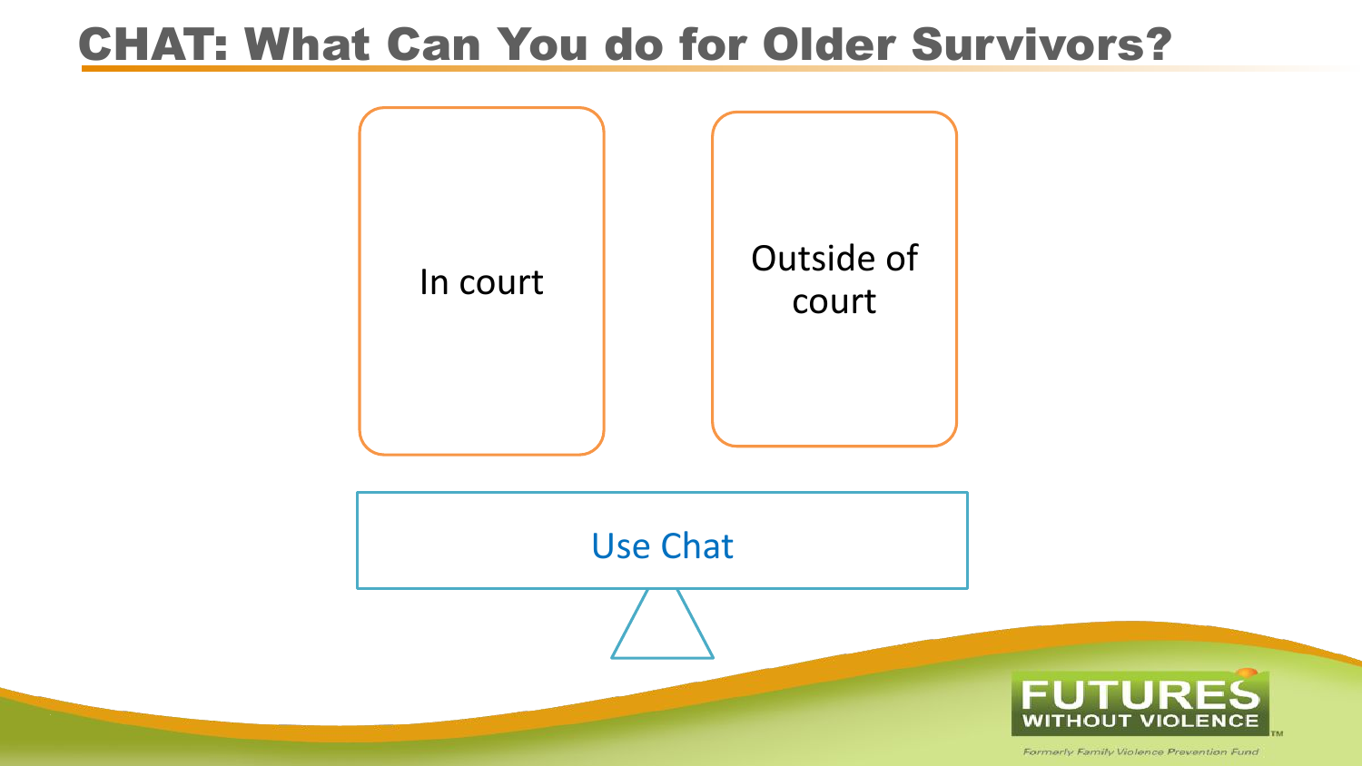# CHAT: What Can You do for Older Survivors?

In court

Outside of court

Use Chat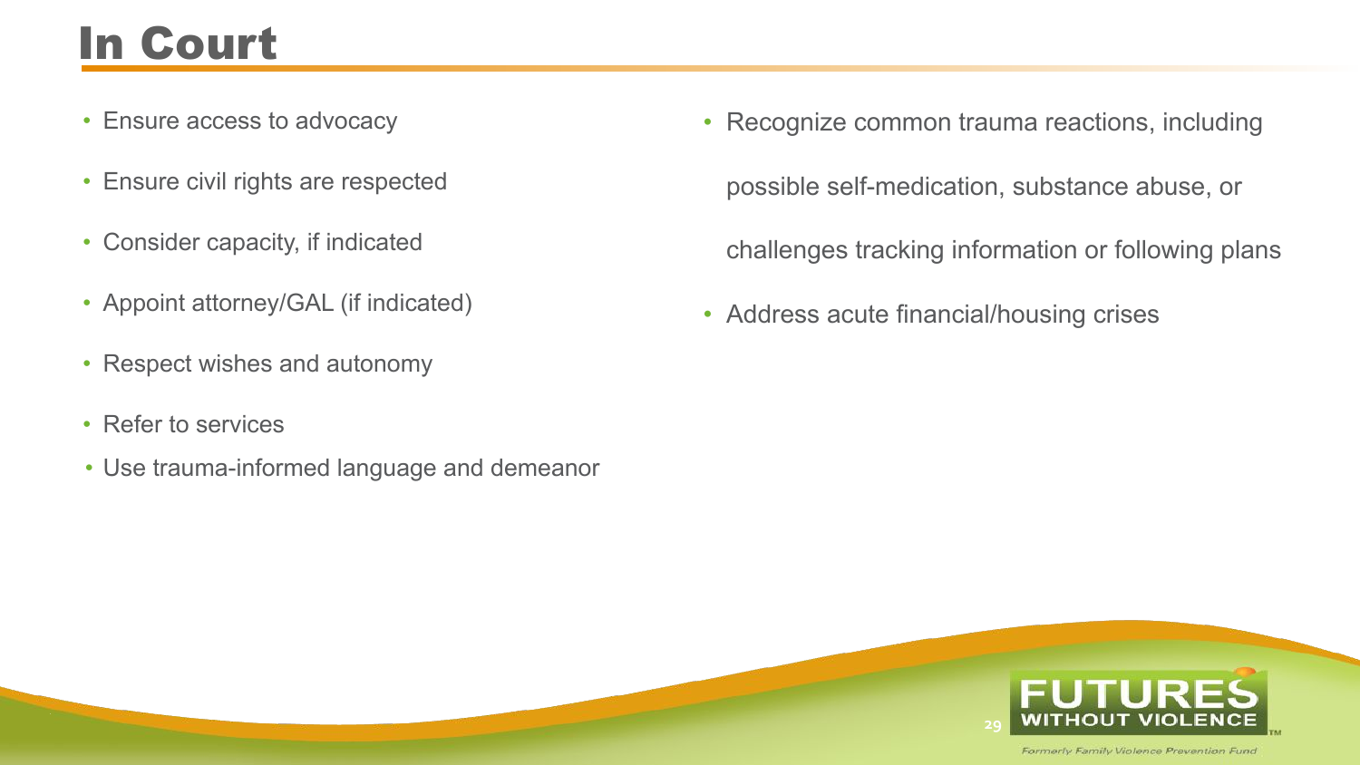# In Court

- Ensure access to advocacy
- Ensure civil rights are respected
- Consider capacity, if indicated
- Appoint attorney/GAL (if indicated)
- Respect wishes and autonomy
- Refer to services
- Use trauma-informed language and demeanor
- Recognize common trauma reactions, including possible self-medication, substance abuse, or challenges tracking information or following plans
- Address acute financial/housing crises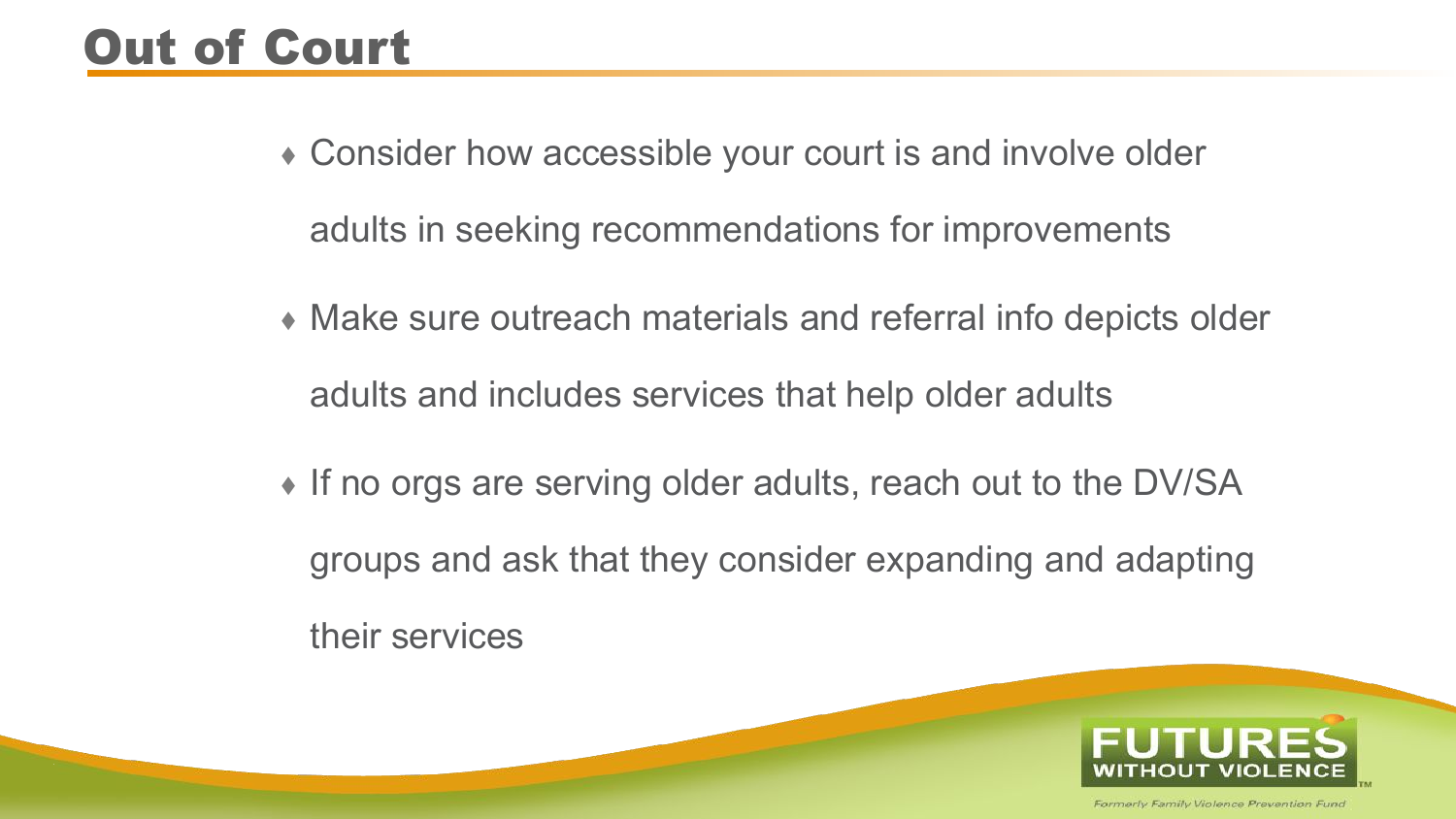# Out of Court

- Consider how accessible your court is and involve older adults in seeking recommendations for improvements
- Make sure outreach materials and referral info depicts older adults and includes services that help older adults
- If no orgs are serving older adults, reach out to the DV/SA groups and ask that they consider expanding and adapting their services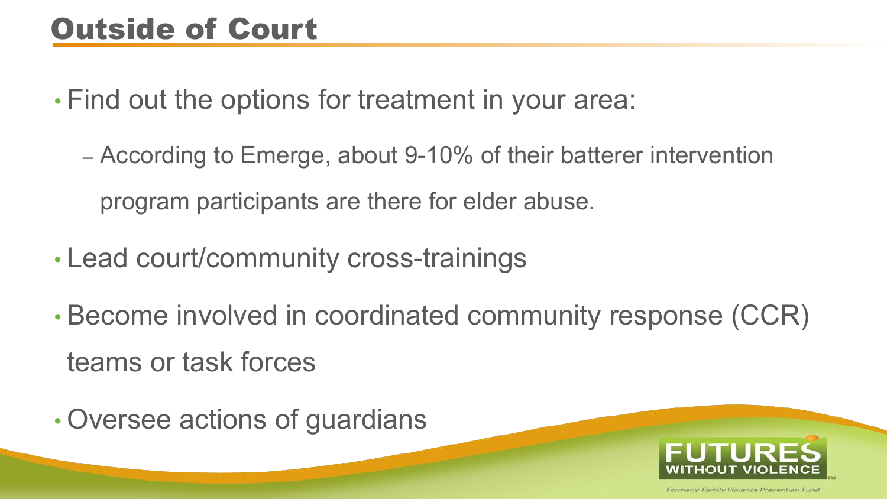# Outside of Court

- Find out the options for treatment in your area:
  - According to Emerge, about 9-10% of their batterer intervention program participants are there for elder abuse.
- Lead court/community cross-trainings
- Become involved in coordinated community response (CCR) teams or task forces
- Oversee actions of guardians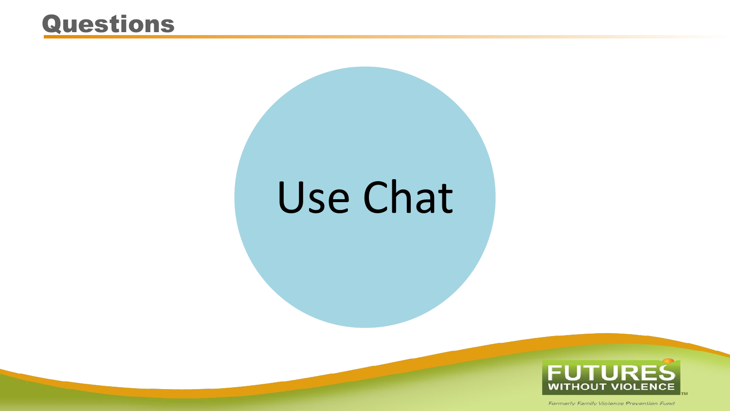# Questions

Use Chat